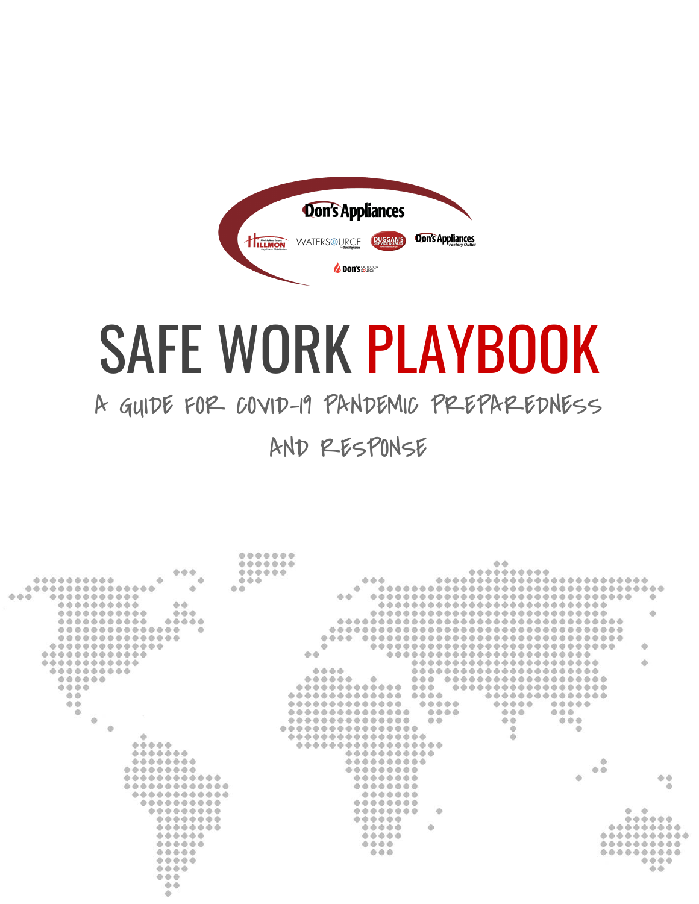# SAFE WORK PLAYBOOK

## A GUIDE FOR COVID-19 PANDEMIC PREPAREDNESS AND RESPONSE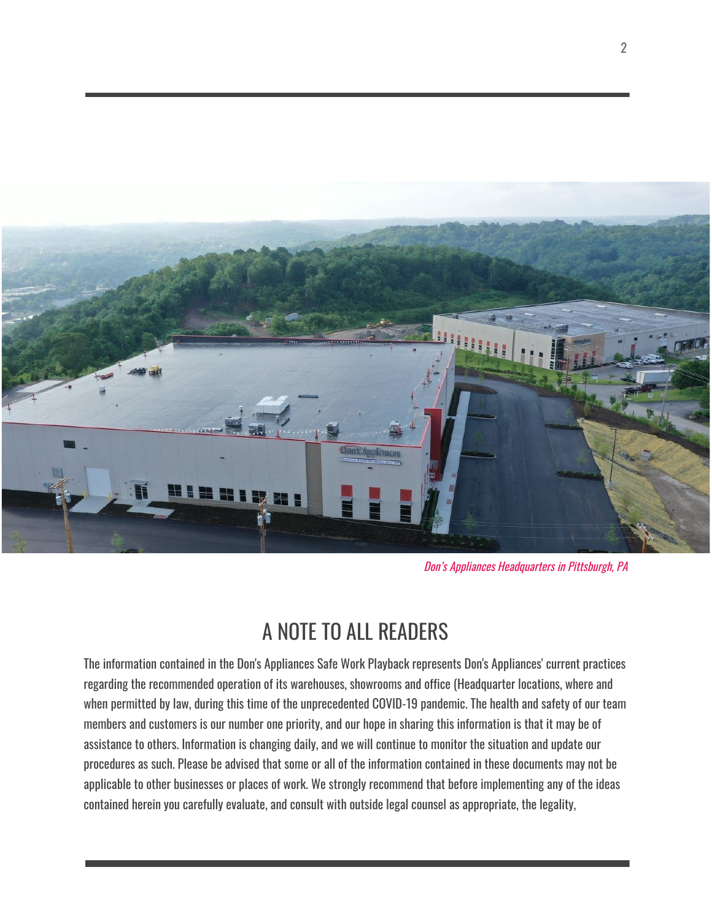*Don's Appliances Headquarters in Pittsburgh, PA*

# A NOTE TO ALL READERS

The information contained in the Don's Appliances Safe Work Playback represents Don's Appliances' current practices regarding the recommended operation of its warehouses, showrooms and office (Headquarter locations, where and when permitted by law, during this time of the unprecedented COVID-19 pandemic. The health and safety of our team members and customers is our number one priority, and our hope in sharing this information is that it may be of assistance to others. Information is changing daily, and we will continue to monitor the situation and update our procedures as such. Please be advised that some or all of the information contained in these documents may not be applicable to other businesses or places of work. We strongly recommend that before implementing any of the ideas contained herein you carefully evaluate, and consult with outside legal counsel as appropriate, the legality,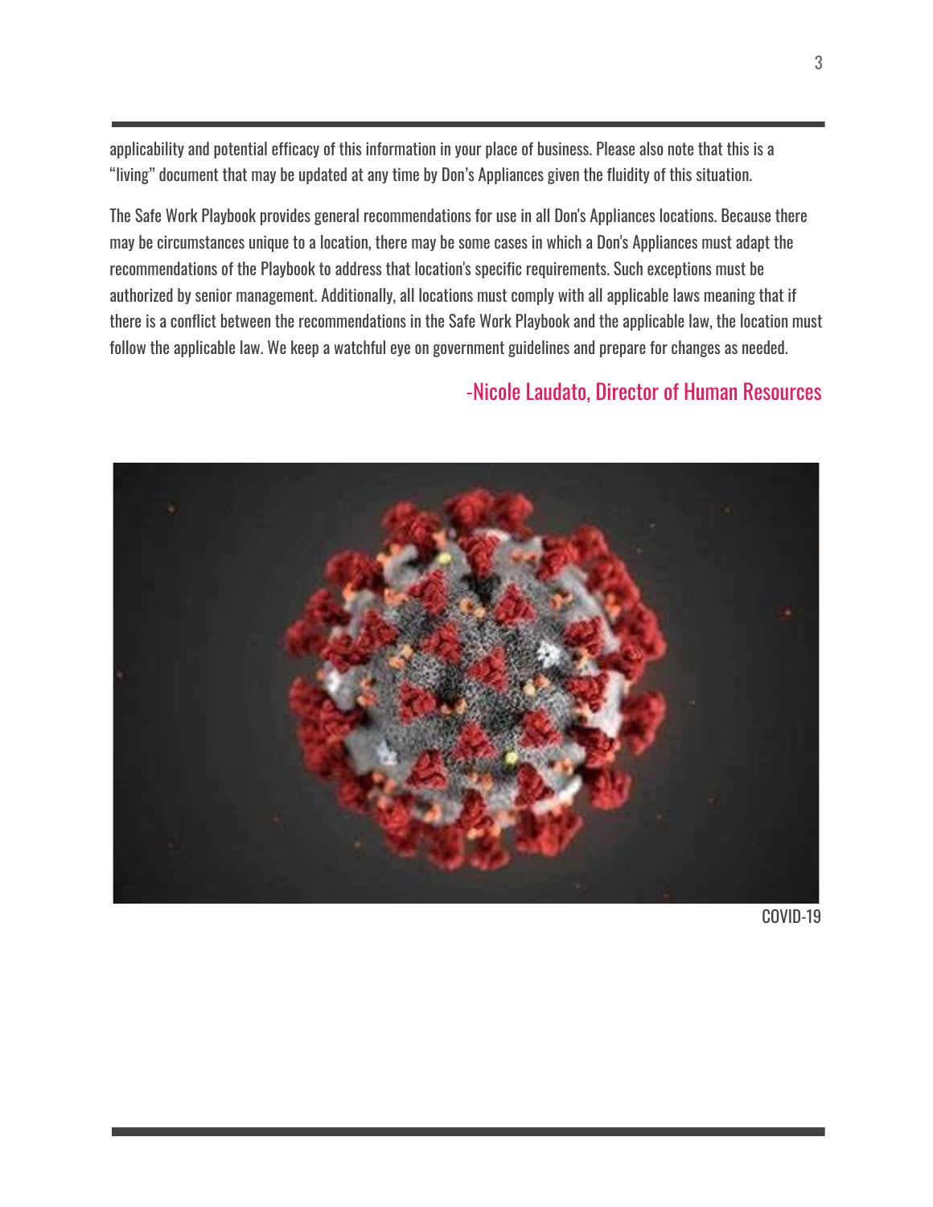applicability and potential efficacy of this information in your place of business. Please also note that this is a "living" document that may be updated at any time by Don's Appliances given the fluidity of this situation.

The Safe Work Playbook provides general recommendations for use in all Don's Appliances locations. Because there may be circumstances unique to a location, there may be some cases in which a Don's Appliances must adapt the recommendations of the Playbook to address that location's specific requirements. Such exceptions must be authorized by senior management. Additionally, all locations must comply with all applicable laws meaning that if there is a conflict between the recommendations in the Safe Work Playbook and the applicable law, the location must follow the applicable law. We keep a watchful eye on government guidelines and prepare for changes as needed.

-Nicole Laudato, Director of Human Resources

COVID-19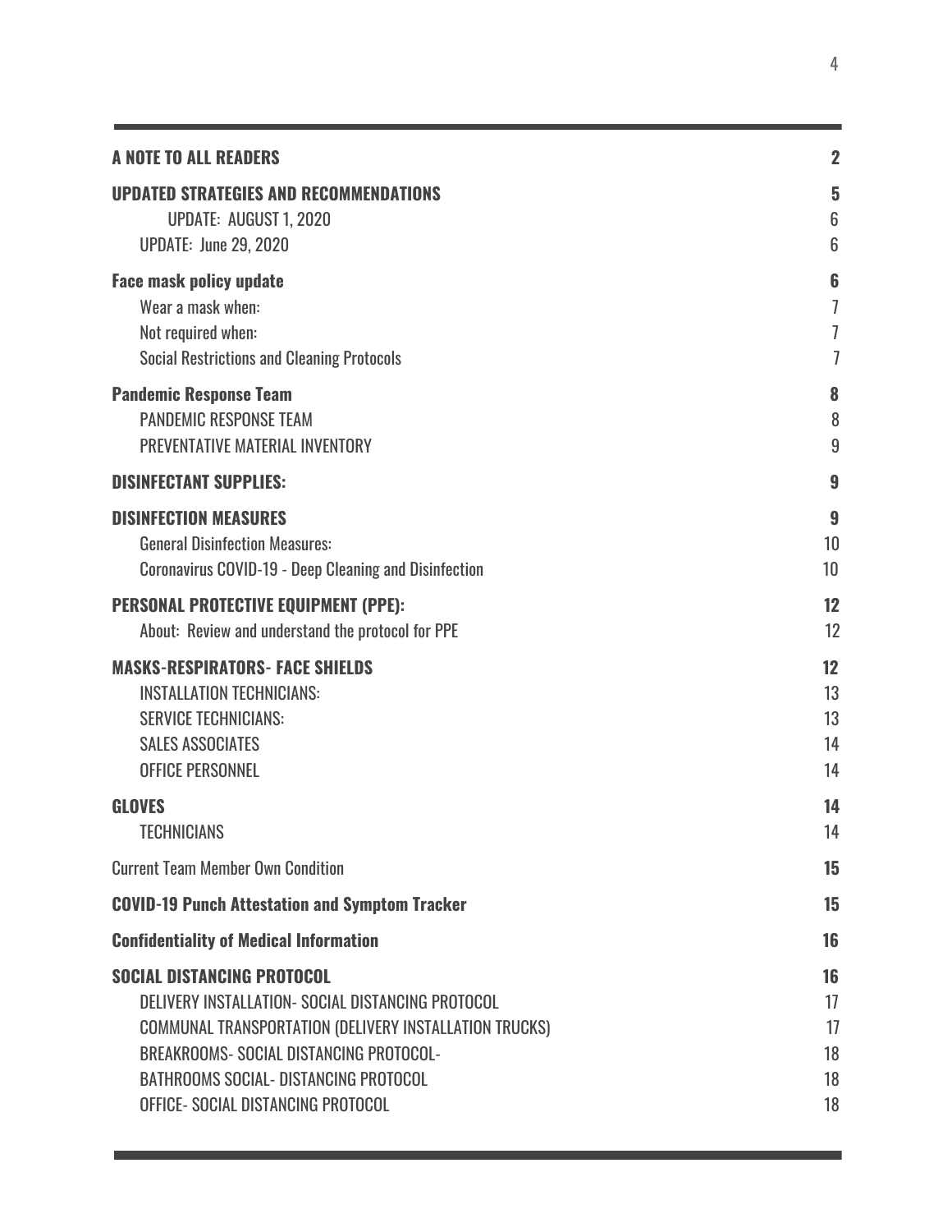| | |
|---|---|
| **A NOTE TO ALL READERS** | **2** |
| **UPDATED STRATEGIES AND RECOMMENDATIONS** | **5** |
| UPDATE: AUGUST 1, 2020 | 6 |
| UPDATE: June 29, 2020 | 6 |
| **Face mask policy update** | **6** |
| Wear a mask when: | 7 |
| Not required when: | 7 |
| Social Restrictions and Cleaning Protocols | 7 |
| **Pandemic Response Team** | **8** |
| PANDEMIC RESPONSE TEAM | 8 |
| PREVENTATIVE MATERIAL INVENTORY | 9 |
| **DISINFECTANT SUPPLIES:** | **9** |
| **DISINFECTION MEASURES** | **9** |
| General Disinfection Measures: | 10 |
| Coronavirus COVID-19 - Deep Cleaning and Disinfection | 10 |
| **PERSONAL PROTECTIVE EQUIPMENT (PPE):** | **12** |
| About: Review and understand the protocol for PPE | 12 |
| **MASKS-RESPIRATORS- FACE SHIELDS** | **12** |
| INSTALLATION TECHNICIANS: | 13 |
| SERVICE TECHNICIANS: | 13 |
| SALES ASSOCIATES | 14 |
| OFFICE PERSONNEL | 14 |
| **GLOVES** | **14** |
| TECHNICIANS | 14 |
| Current Team Member Own Condition | **15** |
| **COVID-19 Punch Attestation and Symptom Tracker** | **15** |
| **Confidentiality of Medical Information** | **16** |
| **SOCIAL DISTANCING PROTOCOL** | **16** |
| DELIVERY INSTALLATION- SOCIAL DISTANCING PROTOCOL | 17 |
| COMMUNAL TRANSPORTATION (DELIVERY INSTALLATION TRUCKS) | 17 |
| BREAKROOMS- SOCIAL DISTANCING PROTOCOL- | 18 |
| BATHROOMS SOCIAL- DISTANCING PROTOCOL | 18 |
| OFFICE- SOCIAL DISTANCING PROTOCOL | 18 |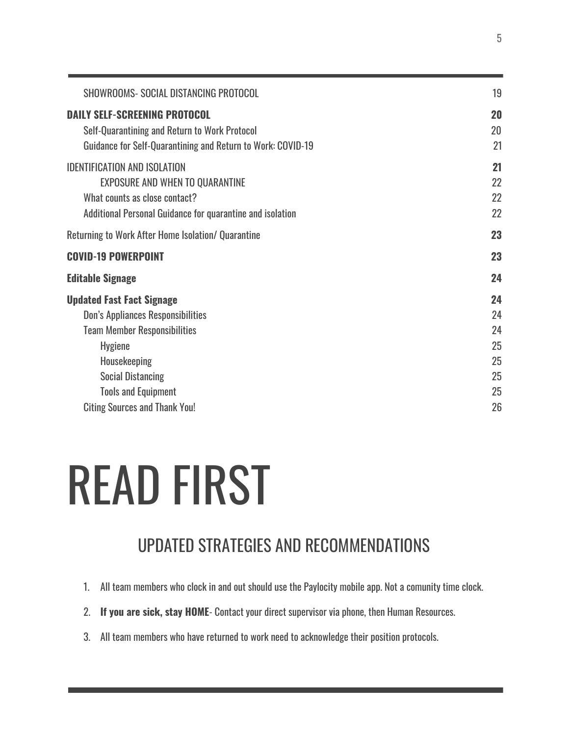| | |
|---|---|
| SHOWROOMS- SOCIAL DISTANCING PROTOCOL | 19 |
| **DAILY SELF-SCREENING PROTOCOL** | **20** |
| Self-Quarantining and Return to Work Protocol | 20 |
| Guidance for Self-Quarantining and Return to Work: COVID-19 | 21 |
| IDENTIFICATION AND ISOLATION | **21** |
| EXPOSURE AND WHEN TO QUARANTINE | 22 |
| What counts as close contact? | 22 |
| Additional Personal Guidance for quarantine and isolation | 22 |
| Returning to Work After Home Isolation/ Quarantine | **23** |
| **COVID-19 POWERPOINT** | **23** |
| **Editable Signage** | **24** |
| **Updated Fast Fact Signage** | **24** |
| Don's Appliances Responsibilities | 24 |
| Team Member Responsibilities | 24 |
| Hygiene | 25 |
| Housekeeping | 25 |
| Social Distancing | 25 |
| Tools and Equipment | 25 |
| Citing Sources and Thank You! | 26 |

# READ FIRST

## UPDATED STRATEGIES AND RECOMMENDATIONS

1. All team members who clock in and out should use the Paylocity mobile app. Not a comunity time clock.
2. **If you are sick, stay HOME**- Contact your direct supervisor via phone, then Human Resources.
3. All team members who have returned to work need to acknowledge their position protocols.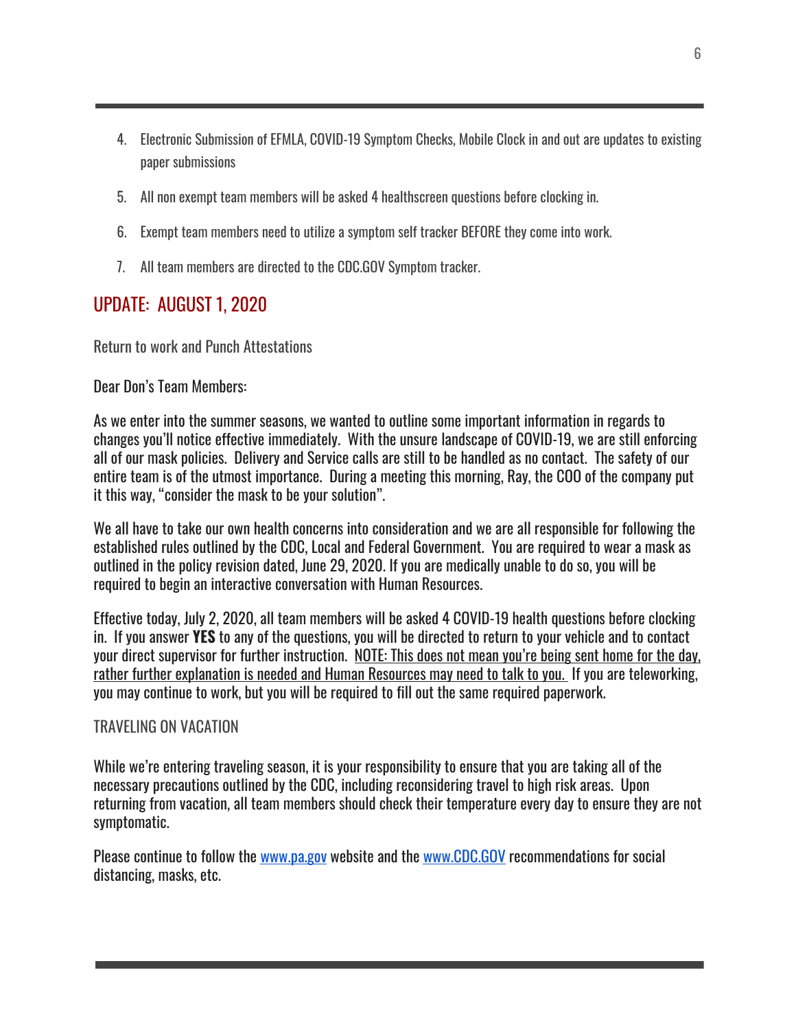4. Electronic Submission of EFMLA, COVID-19 Symptom Checks, Mobile Clock in and out are updates to existing paper submissions
5. All non exempt team members will be asked 4 healthscreen questions before clocking in.
6. Exempt team members need to utilize a symptom self tracker BEFORE they come into work.
7. All team members are directed to the CDC.GOV Symptom tracker.

## UPDATE: AUGUST 1, 2020

Return to work and Punch Attestations

Dear Don's Team Members:

As we enter into the summer seasons, we wanted to outline some important information in regards to changes you'll notice effective immediately. With the unsure landscape of COVID-19, we are still enforcing all of our mask policies. Delivery and Service calls are still to be handled as no contact. The safety of our entire team is of the utmost importance. During a meeting this morning, Ray, the COO of the company put it this way, "consider the mask to be your solution".

We all have to take our own health concerns into consideration and we are all responsible for following the established rules outlined by the CDC, Local and Federal Government. You are required to wear a mask as outlined in the policy revision dated, June 29, 2020. If you are medically unable to do so, you will be required to begin an interactive conversation with Human Resources.

Effective today, July 2, 2020, all team members will be asked 4 COVID-19 health questions before clocking in. If you answer **YES** to any of the questions, you will be directed to return to your vehicle and to contact your direct supervisor for further instruction. <u>NOTE: This does not mean you're being sent home for the day, rather further explanation is needed and Human Resources may need to talk to you.</u> If you are teleworking, you may continue to work, but you will be required to fill out the same required paperwork.

TRAVELING ON VACATION

While we're entering traveling season, it is your responsibility to ensure that you are taking all of the necessary precautions outlined by the CDC, including reconsidering travel to high risk areas. Upon returning from vacation, all team members should check their temperature every day to ensure they are not symptomatic.

Please continue to follow the www.pa.gov website and the www.CDC.GOV recommendations for social distancing, masks, etc.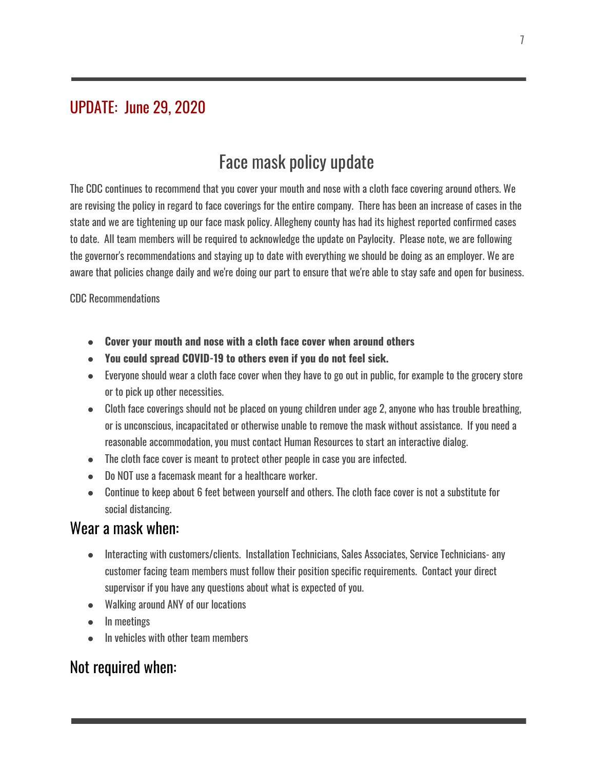## UPDATE: June 29, 2020

# Face mask policy update

The CDC continues to recommend that you cover your mouth and nose with a cloth face covering around others. We are revising the policy in regard to face coverings for the entire company. There has been an increase of cases in the state and we are tightening up our face mask policy. Allegheny county has had its highest reported confirmed cases to date. All team members will be required to acknowledge the update on Paylocity. Please note, we are following the governor's recommendations and staying up to date with everything we should be doing as an employer. We are aware that policies change daily and we're doing our part to ensure that we're able to stay safe and open for business.

CDC Recommendations

- **Cover your mouth and nose with a cloth face cover when around others**
- **You could spread COVID-19 to others even if you do not feel sick.**
- Everyone should wear a cloth face cover when they have to go out in public, for example to the grocery store or to pick up other necessities.
- Cloth face coverings should not be placed on young children under age 2, anyone who has trouble breathing, or is unconscious, incapacitated or otherwise unable to remove the mask without assistance. If you need a reasonable accommodation, you must contact Human Resources to start an interactive dialog.
- The cloth face cover is meant to protect other people in case you are infected.
- Do NOT use a facemask meant for a healthcare worker.
- Continue to keep about 6 feet between yourself and others. The cloth face cover is not a substitute for social distancing.

## Wear a mask when:

- Interacting with customers/clients. Installation Technicians, Sales Associates, Service Technicians- any customer facing team members must follow their position specific requirements. Contact your direct supervisor if you have any questions about what is expected of you.
- Walking around ANY of our locations
- In meetings
- In vehicles with other team members

## Not required when: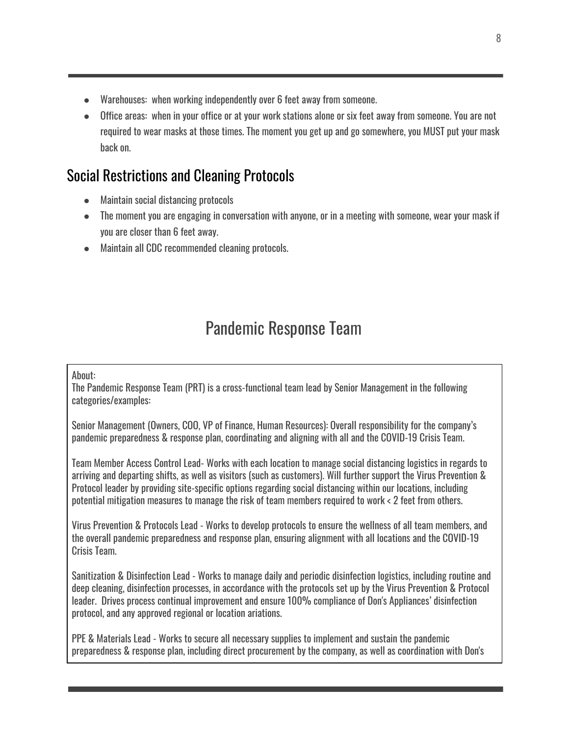- Warehouses: when working independently over 6 feet away from someone.
- Office areas: when in your office or at your work stations alone or six feet away from someone. You are not required to wear masks at those times. The moment you get up and go somewhere, you MUST put your mask back on.

## Social Restrictions and Cleaning Protocols

- Maintain social distancing protocols
- The moment you are engaging in conversation with anyone, or in a meeting with someone, wear your mask if you are closer than 6 feet away.
- Maintain all CDC recommended cleaning protocols.

# Pandemic Response Team

About:
The Pandemic Response Team (PRT) is a cross-functional team lead by Senior Management in the following categories/examples:

Senior Management (Owners, COO, VP of Finance, Human Resources): Overall responsibility for the company's pandemic preparedness & response plan, coordinating and aligning with all and the COVID-19 Crisis Team.

Team Member Access Control Lead- Works with each location to manage social distancing logistics in regards to arriving and departing shifts, as well as visitors (such as customers). Will further support the Virus Prevention & Protocol leader by providing site-specific options regarding social distancing within our locations, including potential mitigation measures to manage the risk of team members required to work < 2 feet from others.

Virus Prevention & Protocols Lead - Works to develop protocols to ensure the wellness of all team members, and the overall pandemic preparedness and response plan, ensuring alignment with all locations and the COVID-19 Crisis Team.

Sanitization & Disinfection Lead - Works to manage daily and periodic disinfection logistics, including routine and deep cleaning, disinfection processes, in accordance with the protocols set up by the Virus Prevention & Protocol leader. Drives process continual improvement and ensure 100% compliance of Don's Appliances' disinfection protocol, and any approved regional or location ariations.

PPE & Materials Lead - Works to secure all necessary supplies to implement and sustain the pandemic preparedness & response plan, including direct procurement by the company, as well as coordination with Don's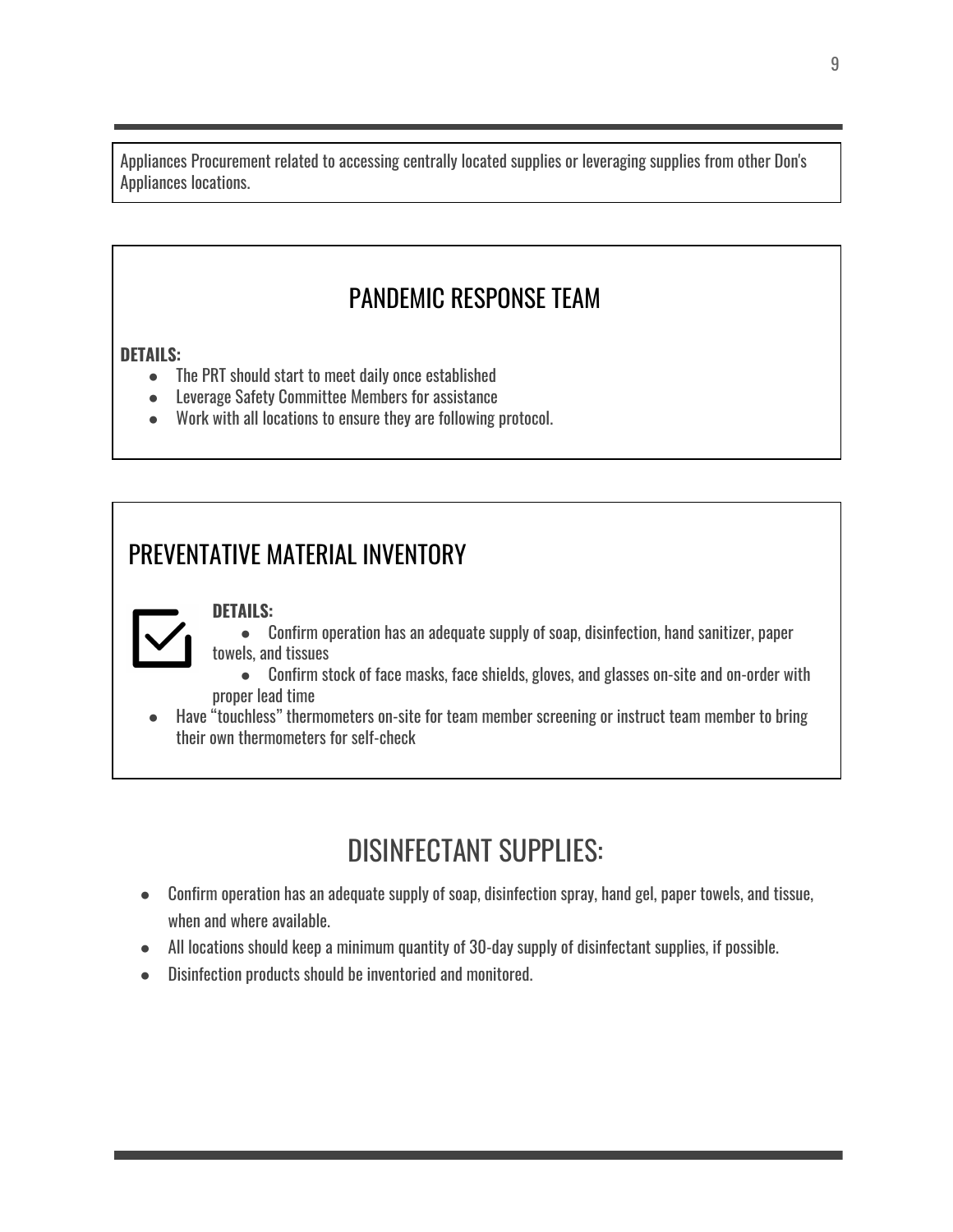Appliances Procurement related to accessing centrally located supplies or leveraging supplies from other Don's Appliances locations.

## PANDEMIC RESPONSE TEAM

**DETAILS:**

- The PRT should start to meet daily once established
- Leverage Safety Committee Members for assistance
- Work with all locations to ensure they are following protocol.

## PREVENTATIVE MATERIAL INVENTORY

**DETAILS:**

- Confirm operation has an adequate supply of soap, disinfection, hand sanitizer, paper towels, and tissues
- Confirm stock of face masks, face shields, gloves, and glasses on-site and on-order with proper lead time
- Have "touchless" thermometers on-site for team member screening or instruct team member to bring their own thermometers for self-check

## DISINFECTANT SUPPLIES:

- Confirm operation has an adequate supply of soap, disinfection spray, hand gel, paper towels, and tissue, when and where available.
- All locations should keep a minimum quantity of 30-day supply of disinfectant supplies, if possible.
- Disinfection products should be inventoried and monitored.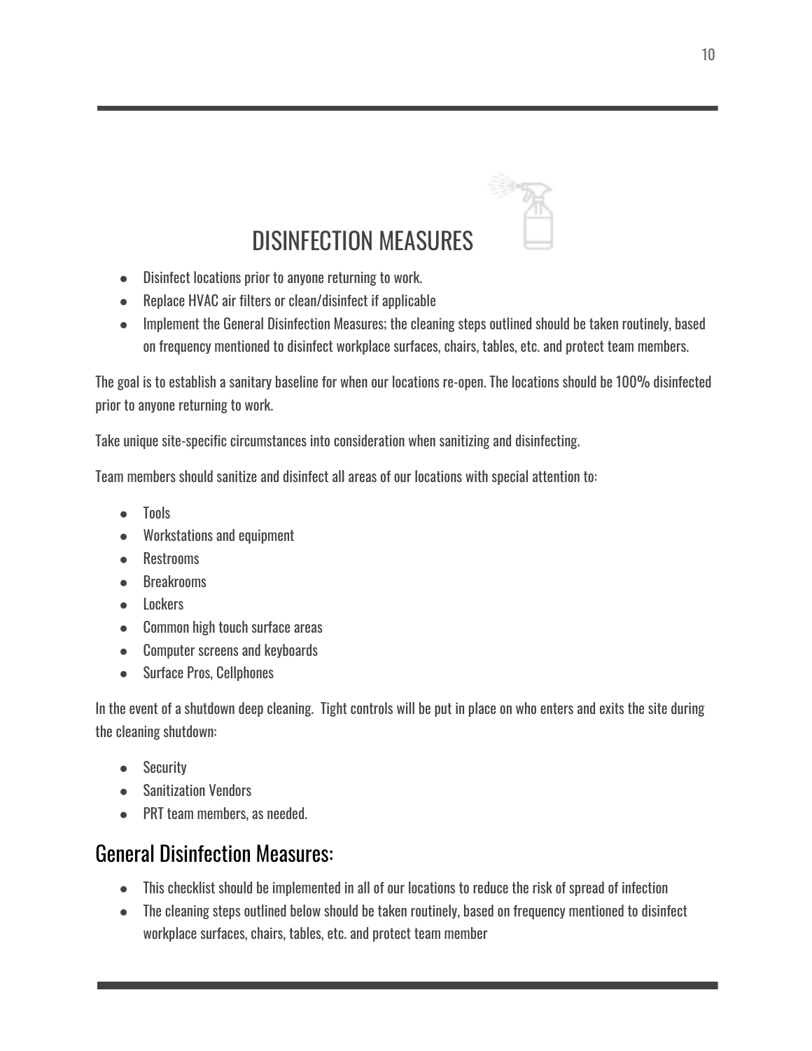# DISINFECTION MEASURES

- Disinfect locations prior to anyone returning to work.
- Replace HVAC air filters or clean/disinfect if applicable
- Implement the General Disinfection Measures; the cleaning steps outlined should be taken routinely, based on frequency mentioned to disinfect workplace surfaces, chairs, tables, etc. and protect team members.

The goal is to establish a sanitary baseline for when our locations re-open. The locations should be 100% disinfected prior to anyone returning to work.

Take unique site-specific circumstances into consideration when sanitizing and disinfecting.

Team members should sanitize and disinfect all areas of our locations with special attention to:

- Tools
- Workstations and equipment
- Restrooms
- Breakrooms
- Lockers
- Common high touch surface areas
- Computer screens and keyboards
- Surface Pros, Cellphones

In the event of a shutdown deep cleaning.  Tight controls will be put in place on who enters and exits the site during the cleaning shutdown:

- Security
- Sanitization Vendors
- PRT team members, as needed.

## General Disinfection Measures:

- This checklist should be implemented in all of our locations to reduce the risk of spread of infection
- The cleaning steps outlined below should be taken routinely, based on frequency mentioned to disinfect workplace surfaces, chairs, tables, etc. and protect team member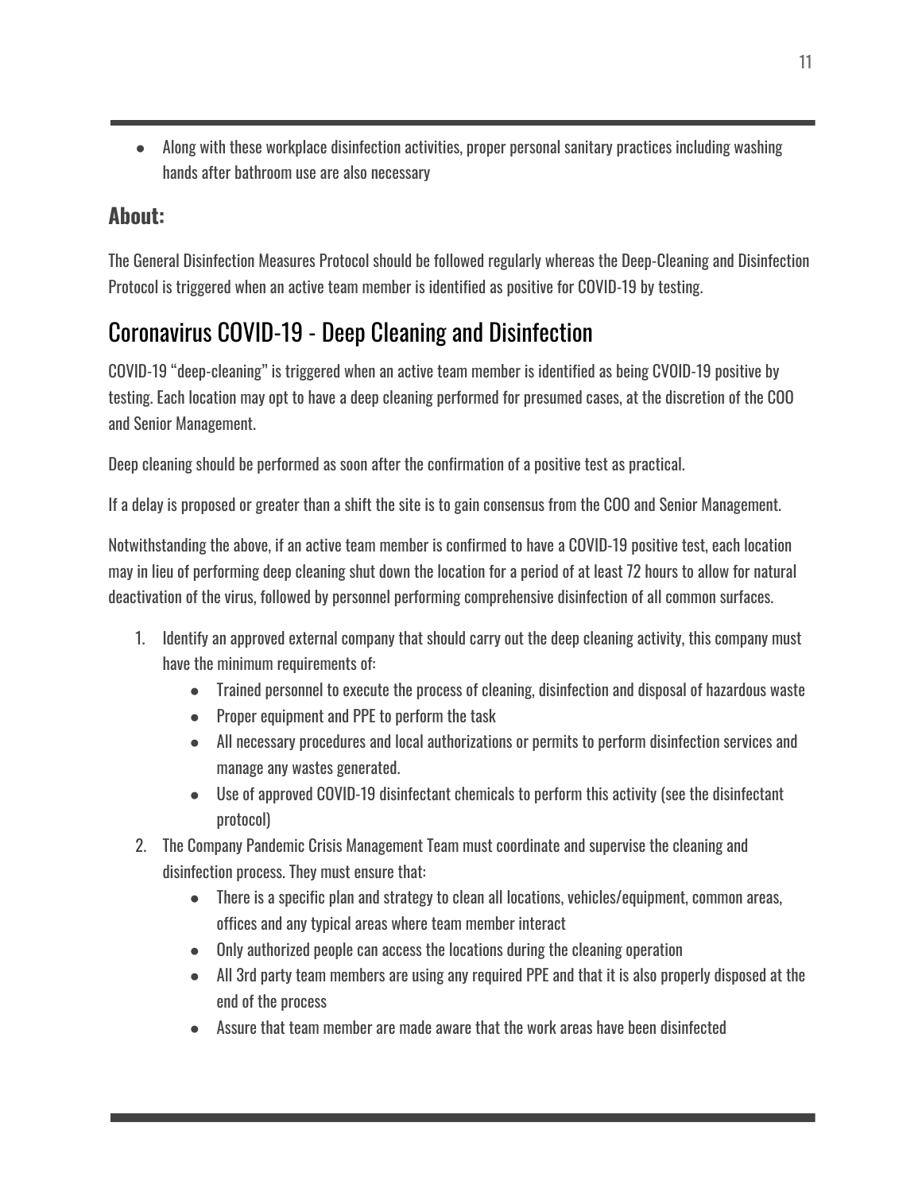- Along with these workplace disinfection activities, proper personal sanitary practices including washing hands after bathroom use are also necessary

### About:

The General Disinfection Measures Protocol should be followed regularly whereas the Deep-Cleaning and Disinfection Protocol is triggered when an active team member is identified as positive for COVID-19 by testing.

## Coronavirus COVID-19 - Deep Cleaning and Disinfection

COVID-19 "deep-cleaning" is triggered when an active team member is identified as being CVOID-19 positive by testing. Each location may opt to have a deep cleaning performed for presumed cases, at the discretion of the COO and Senior Management.

Deep cleaning should be performed as soon after the confirmation of a positive test as practical.

If a delay is proposed or greater than a shift the site is to gain consensus from the COO and Senior Management.

Notwithstanding the above, if an active team member is confirmed to have a COVID-19 positive test, each location may in lieu of performing deep cleaning shut down the location for a period of at least 72 hours to allow for natural deactivation of the virus, followed by personnel performing comprehensive disinfection of all common surfaces.

1. Identify an approved external company that should carry out the deep cleaning activity, this company must have the minimum requirements of:
    - Trained personnel to execute the process of cleaning, disinfection and disposal of hazardous waste
    - Proper equipment and PPE to perform the task
    - All necessary procedures and local authorizations or permits to perform disinfection services and manage any wastes generated.
    - Use of approved COVID-19 disinfectant chemicals to perform this activity (see the disinfectant protocol)
2. The Company Pandemic Crisis Management Team must coordinate and supervise the cleaning and disinfection process. They must ensure that:
    - There is a specific plan and strategy to clean all locations, vehicles/equipment, common areas, offices and any typical areas where team member interact
    - Only authorized people can access the locations during the cleaning operation
    - All 3rd party team members are using any required PPE and that it is also properly disposed at the end of the process
    - Assure that team member are made aware that the work areas have been disinfected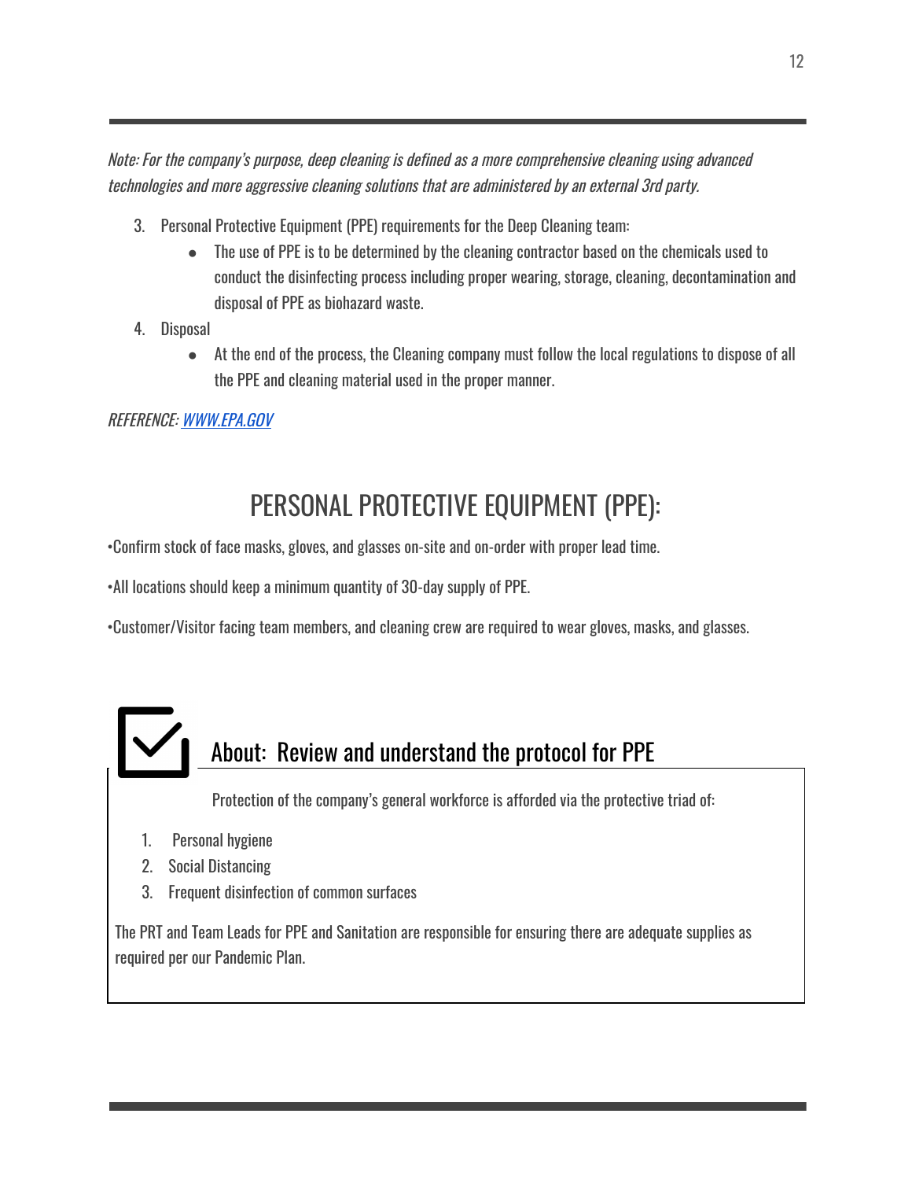*Note: For the company's purpose, deep cleaning is defined as a more comprehensive cleaning using advanced technologies and more aggressive cleaning solutions that are administered by an external 3rd party.*

3. Personal Protective Equipment (PPE) requirements for the Deep Cleaning team:
    - The use of PPE is to be determined by the cleaning contractor based on the chemicals used to conduct the disinfecting process including proper wearing, storage, cleaning, decontamination and disposal of PPE as biohazard waste.
4. Disposal
    - At the end of the process, the Cleaning company must follow the local regulations to dispose of all the PPE and cleaning material used in the proper manner.

*REFERENCE: [WWW.EPA.GOV](http://www.epa.gov)*

# PERSONAL PROTECTIVE EQUIPMENT (PPE):

•Confirm stock of face masks, gloves, and glasses on-site and on-order with proper lead time.

•All locations should keep a minimum quantity of 30-day supply of PPE.

•Customer/Visitor facing team members, and cleaning crew are required to wear gloves, masks, and glasses.

## About: Review and understand the protocol for PPE

Protection of the company's general workforce is afforded via the protective triad of:

1. Personal hygiene
2. Social Distancing
3. Frequent disinfection of common surfaces

The PRT and Team Leads for PPE and Sanitation are responsible for ensuring there are adequate supplies as required per our Pandemic Plan.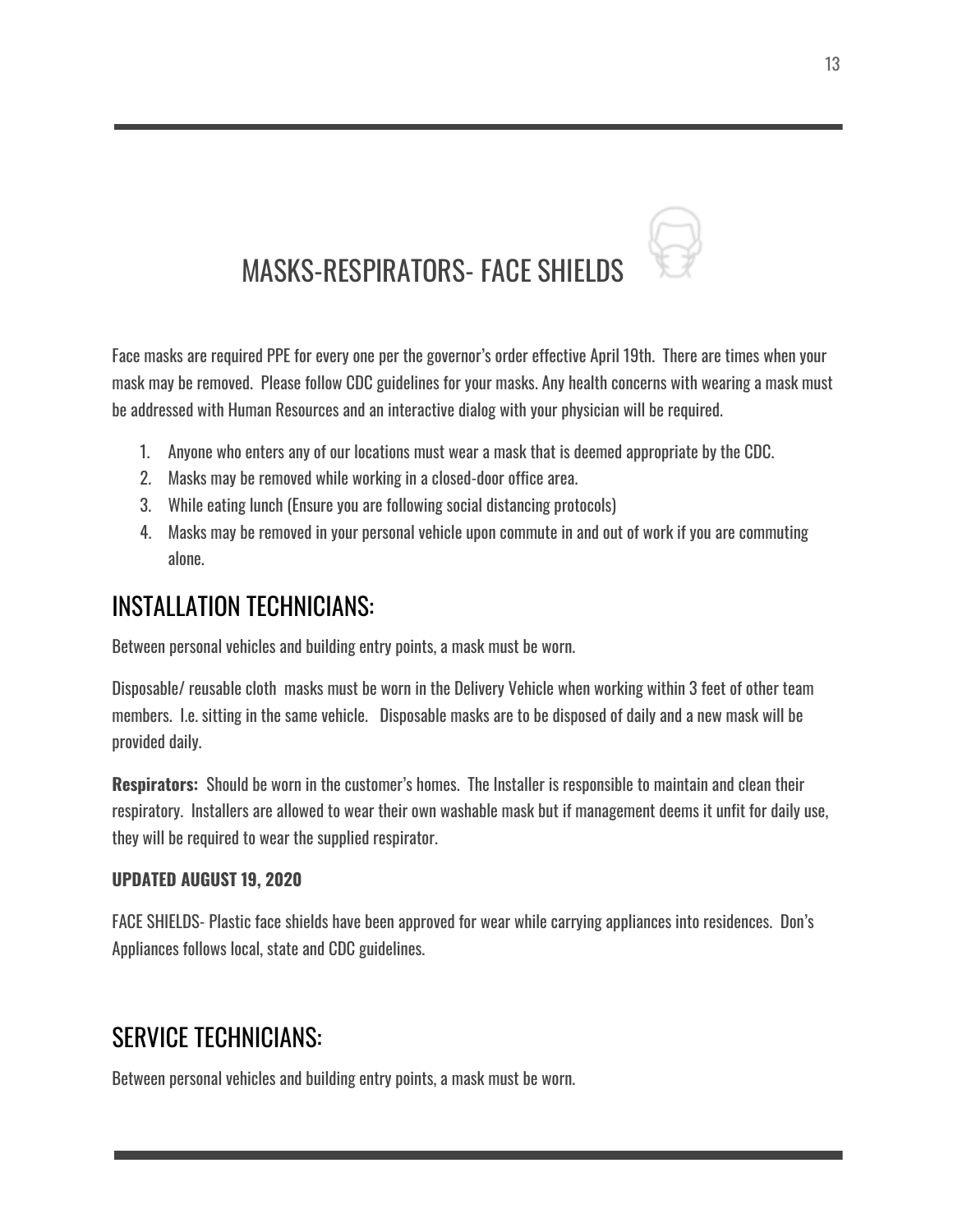# MASKS-RESPIRATORS- FACE SHIELDS

Face masks are required PPE for every one per the governor's order effective April 19th. There are times when your mask may be removed. Please follow CDC guidelines for your masks. Any health concerns with wearing a mask must be addressed with Human Resources and an interactive dialog with your physician will be required.

1. Anyone who enters any of our locations must wear a mask that is deemed appropriate by the CDC.
2. Masks may be removed while working in a closed-door office area.
3. While eating lunch (Ensure you are following social distancing protocols)
4. Masks may be removed in your personal vehicle upon commute in and out of work if you are commuting alone.

## INSTALLATION TECHNICIANS:

Between personal vehicles and building entry points, a mask must be worn.

Disposable/ reusable cloth masks must be worn in the Delivery Vehicle when working within 3 feet of other team members. I.e. sitting in the same vehicle. Disposable masks are to be disposed of daily and a new mask will be provided daily.

**Respirators:** Should be worn in the customer's homes. The Installer is responsible to maintain and clean their respiratory. Installers are allowed to wear their own washable mask but if management deems it unfit for daily use, they will be required to wear the supplied respirator.

**UPDATED AUGUST 19, 2020**

FACE SHIELDS- Plastic face shields have been approved for wear while carrying appliances into residences. Don's Appliances follows local, state and CDC guidelines.

## SERVICE TECHNICIANS:

Between personal vehicles and building entry points, a mask must be worn.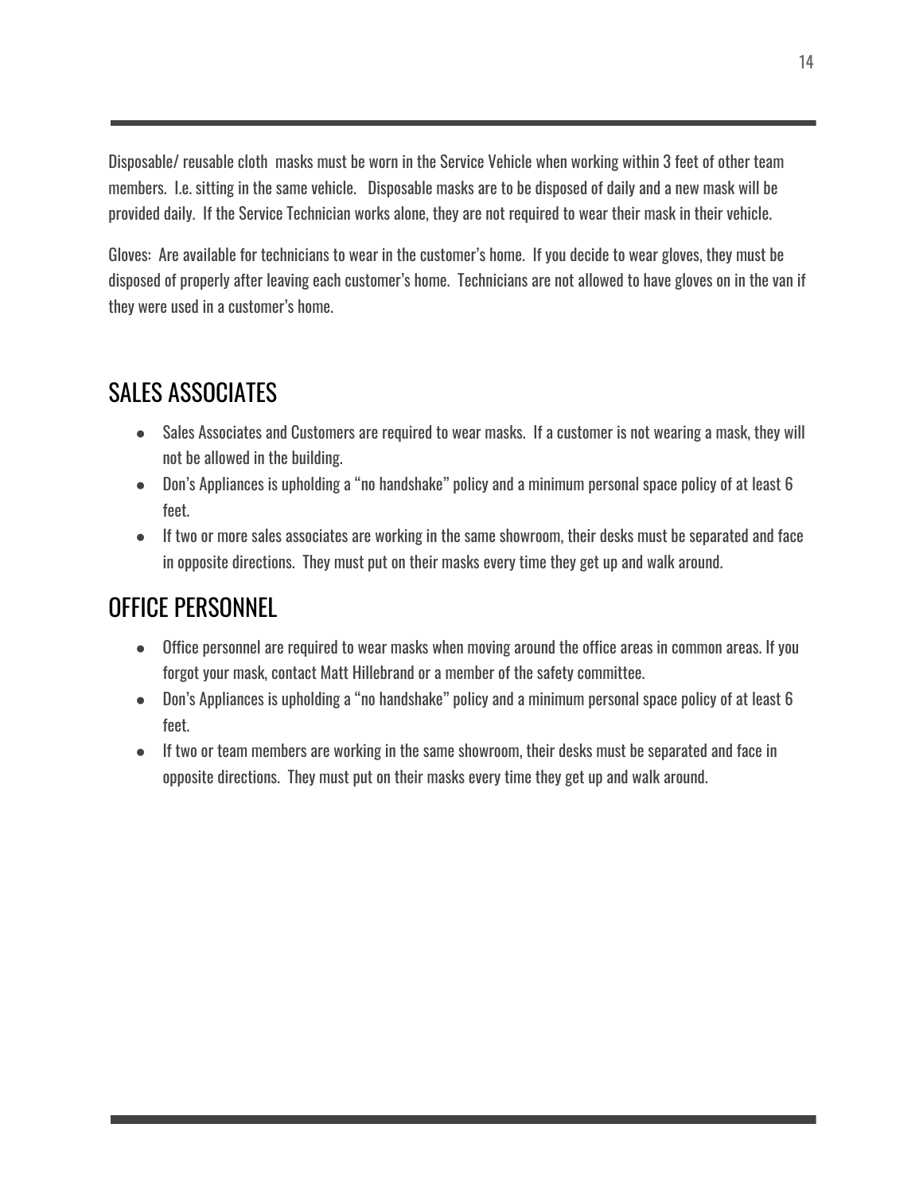Disposable/ reusable cloth  masks must be worn in the Service Vehicle when working within 3 feet of other team members.  I.e. sitting in the same vehicle.   Disposable masks are to be disposed of daily and a new mask will be provided daily.  If the Service Technician works alone, they are not required to wear their mask in their vehicle.

Gloves:  Are available for technicians to wear in the customer's home.  If you decide to wear gloves, they must be disposed of properly after leaving each customer's home.  Technicians are not allowed to have gloves on in the van if they were used in a customer's home.

## SALES ASSOCIATES

- Sales Associates and Customers are required to wear masks.  If a customer is not wearing a mask, they will not be allowed in the building.
- Don's Appliances is upholding a "no handshake" policy and a minimum personal space policy of at least 6 feet.
- If two or more sales associates are working in the same showroom, their desks must be separated and face in opposite directions.  They must put on their masks every time they get up and walk around.

## OFFICE PERSONNEL

- Office personnel are required to wear masks when moving around the office areas in common areas. If you forgot your mask, contact Matt Hillebrand or a member of the safety committee.
- Don's Appliances is upholding a "no handshake" policy and a minimum personal space policy of at least 6 feet.
- If two or team members are working in the same showroom, their desks must be separated and face in opposite directions.  They must put on their masks every time they get up and walk around.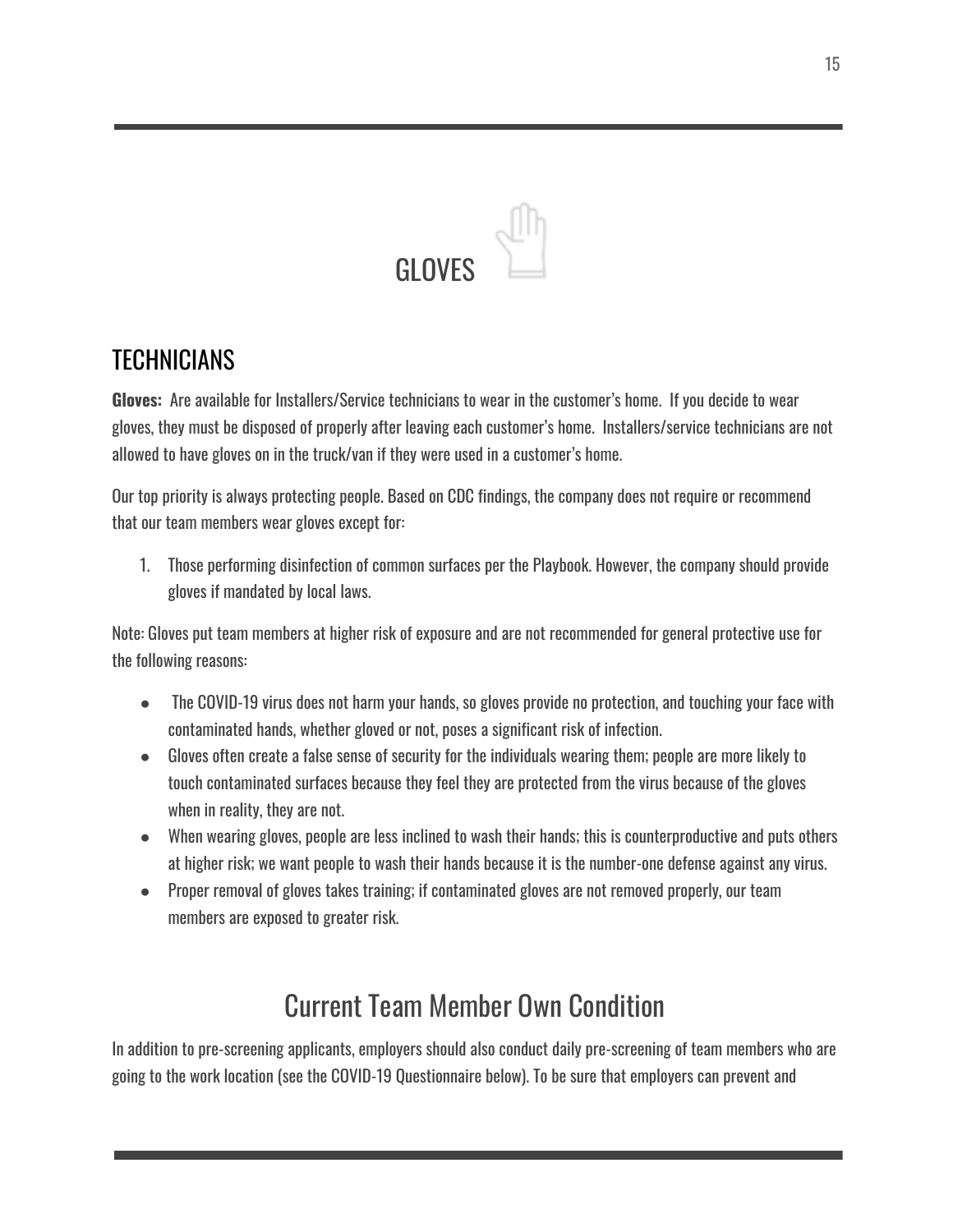# GLOVES

## TECHNICIANS

**Gloves:** Are available for Installers/Service technicians to wear in the customer's home. If you decide to wear gloves, they must be disposed of properly after leaving each customer's home. Installers/service technicians are not allowed to have gloves on in the truck/van if they were used in a customer's home.

Our top priority is always protecting people. Based on CDC findings, the company does not require or recommend that our team members wear gloves except for:

1. Those performing disinfection of common surfaces per the Playbook. However, the company should provide gloves if mandated by local laws.

Note: Gloves put team members at higher risk of exposure and are not recommended for general protective use for the following reasons:

- The COVID-19 virus does not harm your hands, so gloves provide no protection, and touching your face with contaminated hands, whether gloved or not, poses a significant risk of infection.
- Gloves often create a false sense of security for the individuals wearing them; people are more likely to touch contaminated surfaces because they feel they are protected from the virus because of the gloves when in reality, they are not.
- When wearing gloves, people are less inclined to wash their hands; this is counterproductive and puts others at higher risk; we want people to wash their hands because it is the number-one defense against any virus.
- Proper removal of gloves takes training; if contaminated gloves are not removed properly, our team members are exposed to greater risk.

## Current Team Member Own Condition

In addition to pre-screening applicants, employers should also conduct daily pre-screening of team members who are going to the work location (see the COVID-19 Questionnaire below). To be sure that employers can prevent and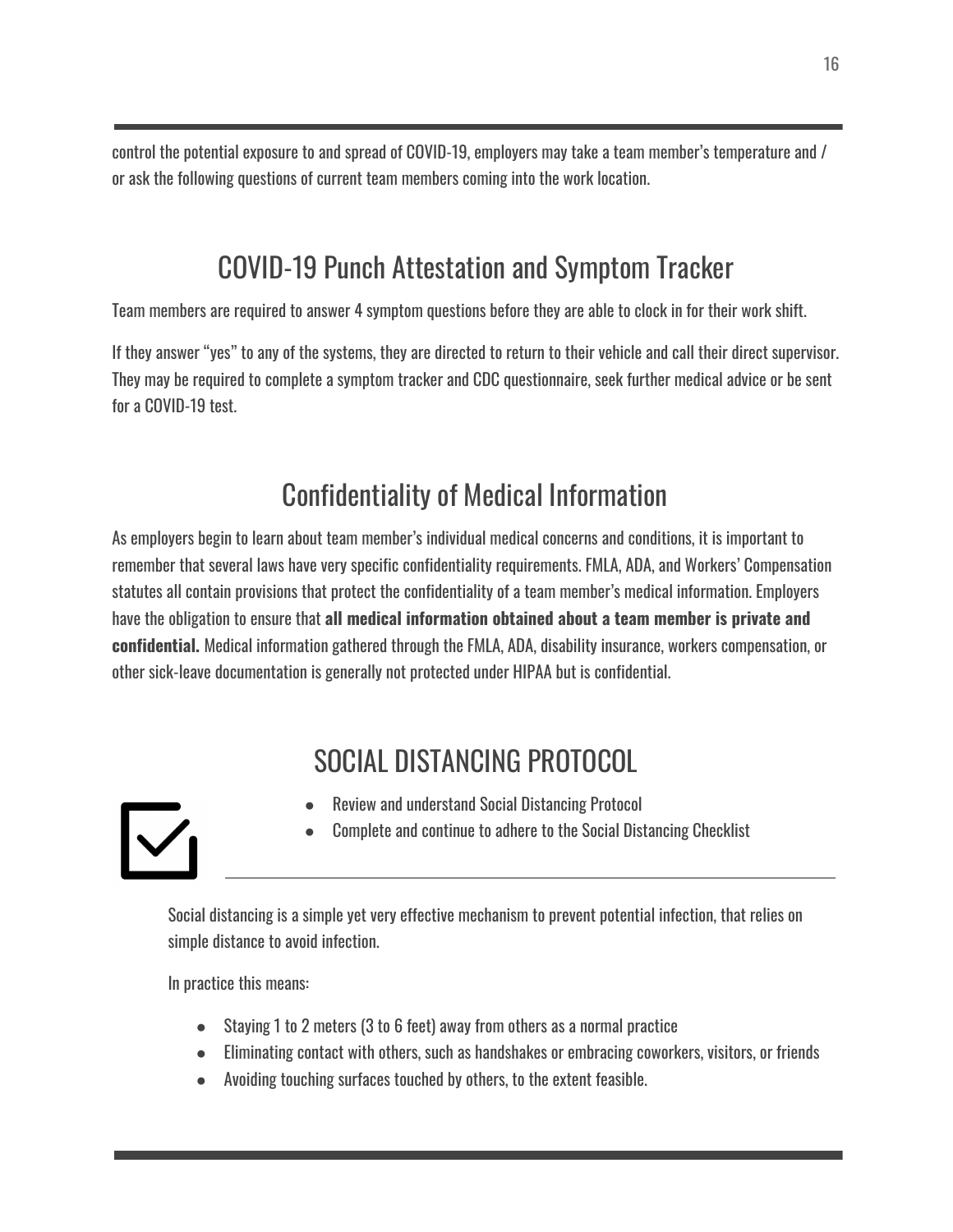control the potential exposure to and spread of COVID-19, employers may take a team member's temperature and / or ask the following questions of current team members coming into the work location.

## COVID-19 Punch Attestation and Symptom Tracker

Team members are required to answer 4 symptom questions before they are able to clock in for their work shift.

If they answer "yes" to any of the systems, they are directed to return to their vehicle and call their direct supervisor. They may be required to complete a symptom tracker and CDC questionnaire, seek further medical advice or be sent for a COVID-19 test.

## Confidentiality of Medical Information

As employers begin to learn about team member's individual medical concerns and conditions, it is important to remember that several laws have very specific confidentiality requirements. FMLA, ADA, and Workers' Compensation statutes all contain provisions that protect the confidentiality of a team member's medical information. Employers have the obligation to ensure that **all medical information obtained about a team member is private and confidential.** Medical information gathered through the FMLA, ADA, disability insurance, workers compensation, or other sick-leave documentation is generally not protected under HIPAA but is confidential.

## SOCIAL DISTANCING PROTOCOL

- Review and understand Social Distancing Protocol
- Complete and continue to adhere to the Social Distancing Checklist

Social distancing is a simple yet very effective mechanism to prevent potential infection, that relies on simple distance to avoid infection.

In practice this means:

- Staying 1 to 2 meters (3 to 6 feet) away from others as a normal practice
- Eliminating contact with others, such as handshakes or embracing coworkers, visitors, or friends
- Avoiding touching surfaces touched by others, to the extent feasible.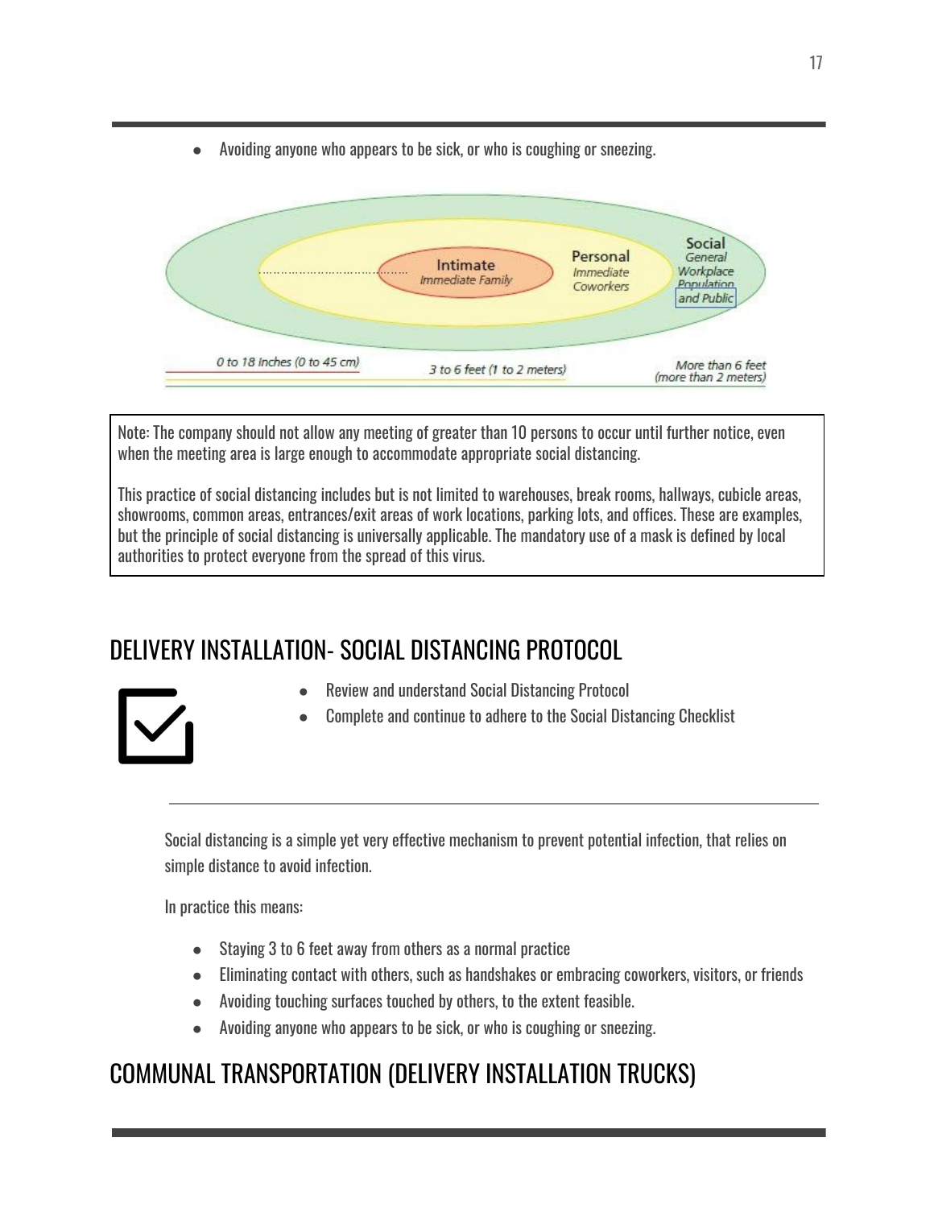- Avoiding anyone who appears to be sick, or who is coughing or sneezing.

Intimate
Immediate Family

Personal
Immediate
Coworkers

Social
General
Workplace
Population
and Public

0 to 18 Inches (0 to 45 cm)

3 to 6 feet (1 to 2 meters)

More than 6 feet
(more than 2 meters)

Note: The company should not allow any meeting of greater than 10 persons to occur until further notice, even when the meeting area is large enough to accommodate appropriate social distancing.

This practice of social distancing includes but is not limited to warehouses, break rooms, hallways, cubicle areas, showrooms, common areas, entrances/exit areas of work locations, parking lots, and offices. These are examples, but the principle of social distancing is universally applicable. The mandatory use of a mask is defined by local authorities to protect everyone from the spread of this virus.

## DELIVERY INSTALLATION- SOCIAL DISTANCING PROTOCOL

- Review and understand Social Distancing Protocol
- Complete and continue to adhere to the Social Distancing Checklist

---

Social distancing is a simple yet very effective mechanism to prevent potential infection, that relies on simple distance to avoid infection.

In practice this means:

- Staying 3 to 6 feet away from others as a normal practice
- Eliminating contact with others, such as handshakes or embracing coworkers, visitors, or friends
- Avoiding touching surfaces touched by others, to the extent feasible.
- Avoiding anyone who appears to be sick, or who is coughing or sneezing.

## COMMUNAL TRANSPORTATION (DELIVERY INSTALLATION TRUCKS)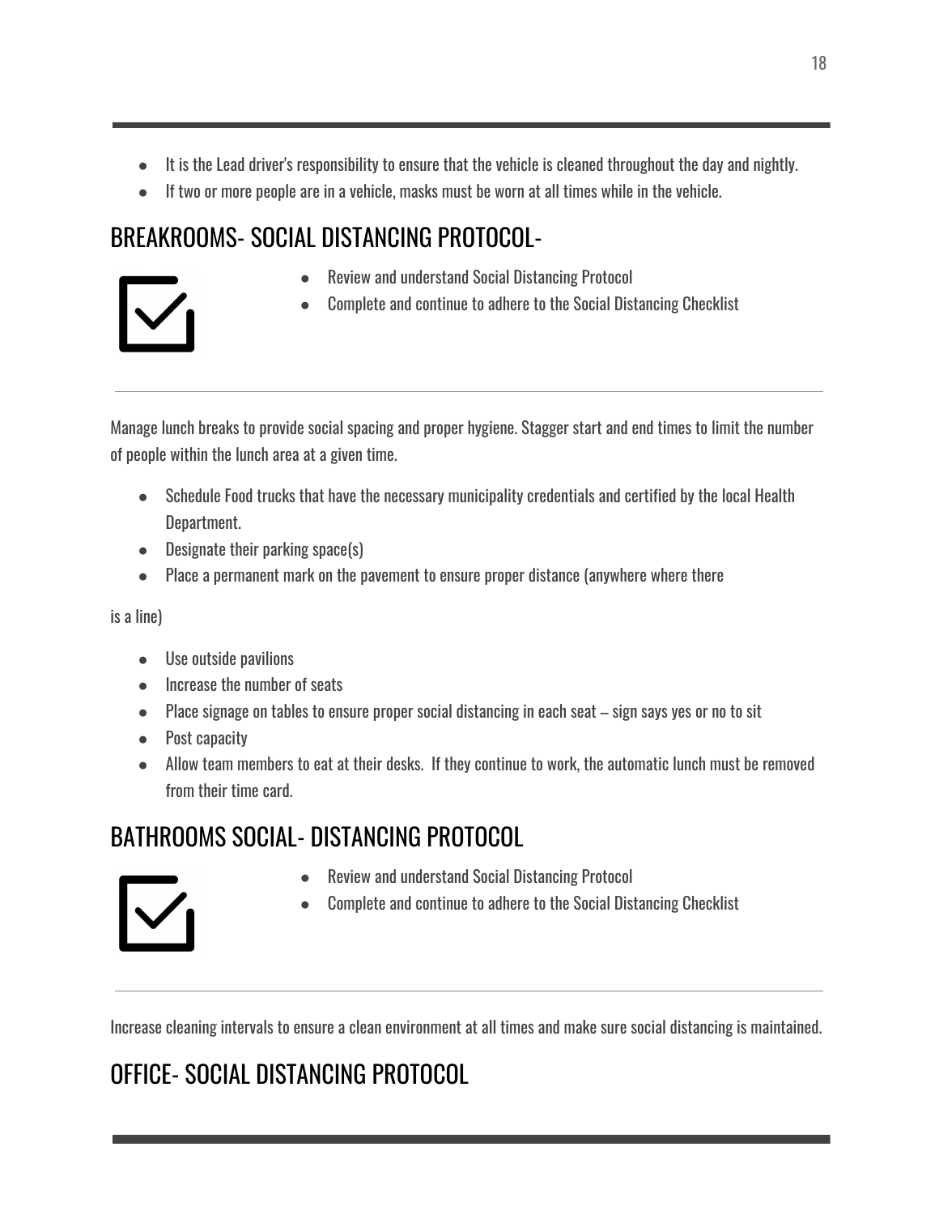- It is the Lead driver's responsibility to ensure that the vehicle is cleaned throughout the day and nightly.
- If two or more people are in a vehicle, masks must be worn at all times while in the vehicle.

## BREAKROOMS- SOCIAL DISTANCING PROTOCOL-

- Review and understand Social Distancing Protocol
- Complete and continue to adhere to the Social Distancing Checklist

---

Manage lunch breaks to provide social spacing and proper hygiene. Stagger start and end times to limit the number of people within the lunch area at a given time.

- Schedule Food trucks that have the necessary municipality credentials and certified by the local Health Department.
- Designate their parking space(s)
- Place a permanent mark on the pavement to ensure proper distance (anywhere where there

is a line)

- Use outside pavilions
- Increase the number of seats
- Place signage on tables to ensure proper social distancing in each seat – sign says yes or no to sit
- Post capacity
- Allow team members to eat at their desks. If they continue to work, the automatic lunch must be removed from their time card.

## BATHROOMS SOCIAL- DISTANCING PROTOCOL

- Review and understand Social Distancing Protocol
- Complete and continue to adhere to the Social Distancing Checklist

---

Increase cleaning intervals to ensure a clean environment at all times and make sure social distancing is maintained.

## OFFICE- SOCIAL DISTANCING PROTOCOL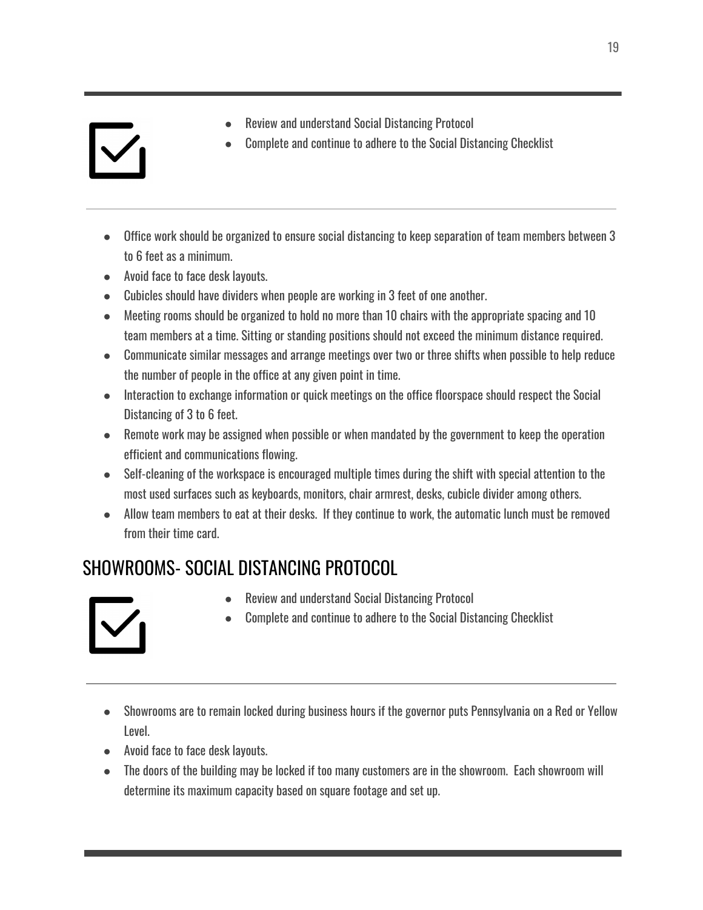- Review and understand Social Distancing Protocol
- Complete and continue to adhere to the Social Distancing Checklist

---

- Office work should be organized to ensure social distancing to keep separation of team members between 3 to 6 feet as a minimum.
- Avoid face to face desk layouts.
- Cubicles should have dividers when people are working in 3 feet of one another.
- Meeting rooms should be organized to hold no more than 10 chairs with the appropriate spacing and 10 team members at a time. Sitting or standing positions should not exceed the minimum distance required.
- Communicate similar messages and arrange meetings over two or three shifts when possible to help reduce the number of people in the office at any given point in time.
- Interaction to exchange information or quick meetings on the office floorspace should respect the Social Distancing of 3 to 6 feet.
- Remote work may be assigned when possible or when mandated by the government to keep the operation efficient and communications flowing.
- Self-cleaning of the workspace is encouraged multiple times during the shift with special attention to the most used surfaces such as keyboards, monitors, chair armrest, desks, cubicle divider among others.
- Allow team members to eat at their desks. If they continue to work, the automatic lunch must be removed from their time card.

## SHOWROOMS- SOCIAL DISTANCING PROTOCOL

- Review and understand Social Distancing Protocol
- Complete and continue to adhere to the Social Distancing Checklist

---

- Showrooms are to remain locked during business hours if the governor puts Pennsylvania on a Red or Yellow Level.
- Avoid face to face desk layouts.
- The doors of the building may be locked if too many customers are in the showroom. Each showroom will determine its maximum capacity based on square footage and set up.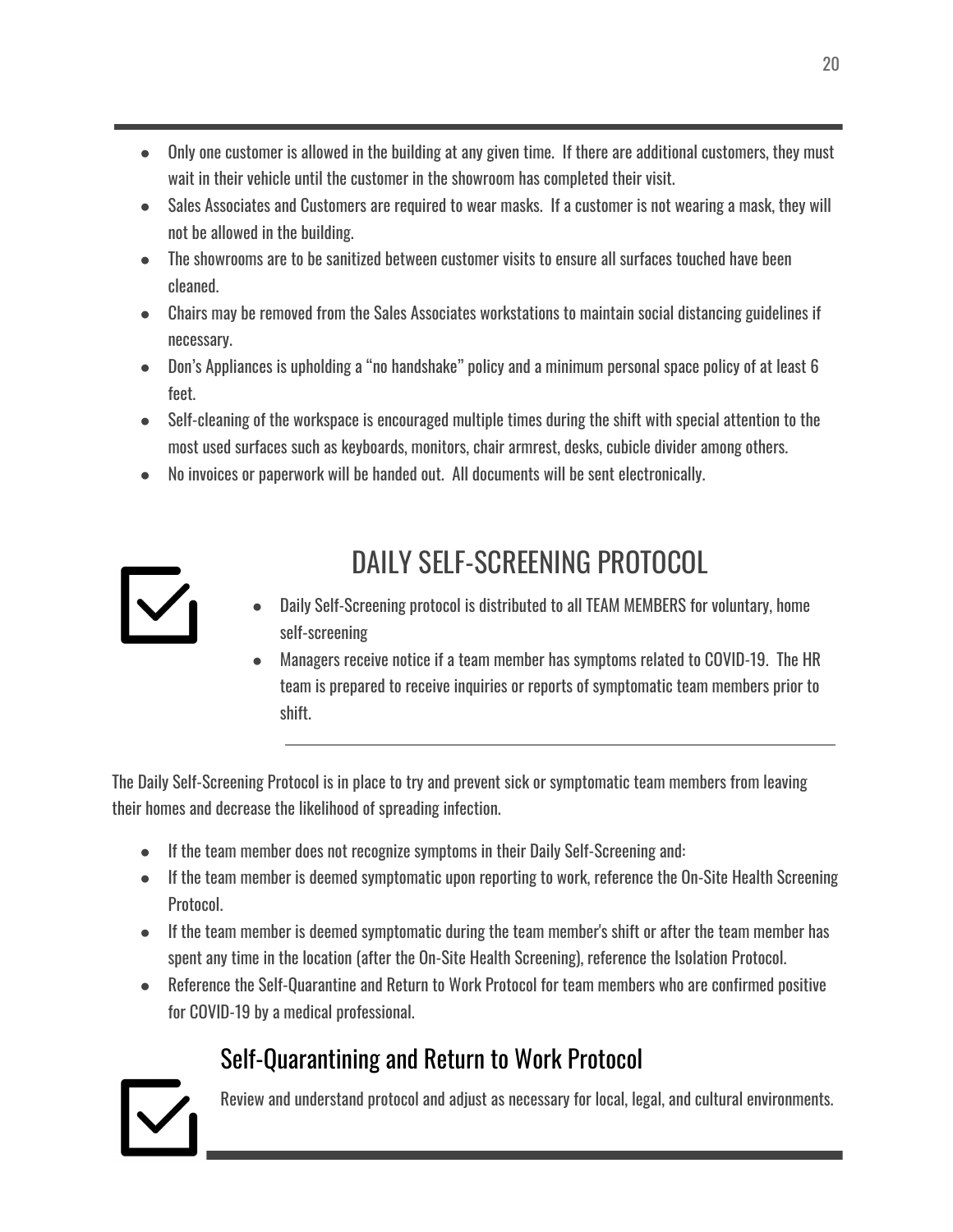- Only one customer is allowed in the building at any given time. If there are additional customers, they must wait in their vehicle until the customer in the showroom has completed their visit.
- Sales Associates and Customers are required to wear masks. If a customer is not wearing a mask, they will not be allowed in the building.
- The showrooms are to be sanitized between customer visits to ensure all surfaces touched have been cleaned.
- Chairs may be removed from the Sales Associates workstations to maintain social distancing guidelines if necessary.
- Don's Appliances is upholding a "no handshake" policy and a minimum personal space policy of at least 6 feet.
- Self-cleaning of the workspace is encouraged multiple times during the shift with special attention to the most used surfaces such as keyboards, monitors, chair armrest, desks, cubicle divider among others.
- No invoices or paperwork will be handed out. All documents will be sent electronically.

# DAILY SELF-SCREENING PROTOCOL

- Daily Self-Screening protocol is distributed to all TEAM MEMBERS for voluntary, home self-screening
- Managers receive notice if a team member has symptoms related to COVID-19. The HR team is prepared to receive inquiries or reports of symptomatic team members prior to shift.

The Daily Self-Screening Protocol is in place to try and prevent sick or symptomatic team members from leaving their homes and decrease the likelihood of spreading infection.

- If the team member does not recognize symptoms in their Daily Self-Screening and:
- If the team member is deemed symptomatic upon reporting to work, reference the On-Site Health Screening Protocol.
- If the team member is deemed symptomatic during the team member's shift or after the team member has spent any time in the location (after the On-Site Health Screening), reference the Isolation Protocol.
- Reference the Self-Quarantine and Return to Work Protocol for team members who are confirmed positive for COVID-19 by a medical professional.

## Self-Quarantining and Return to Work Protocol

Review and understand protocol and adjust as necessary for local, legal, and cultural environments.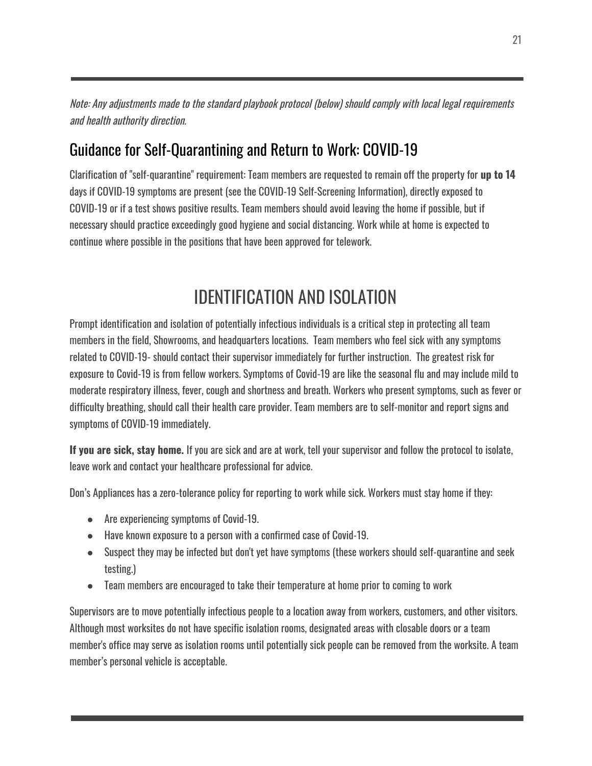*Note: Any adjustments made to the standard playbook protocol (below) should comply with local legal requirements and health authority direction.*

## Guidance for Self-Quarantining and Return to Work: COVID-19

Clarification of "self-quarantine" requirement: Team members are requested to remain off the property for **up to 14** days if COVID-19 symptoms are present (see the COVID-19 Self-Screening Information), directly exposed to COVID-19 or if a test shows positive results. Team members should avoid leaving the home if possible, but if necessary should practice exceedingly good hygiene and social distancing. Work while at home is expected to continue where possible in the positions that have been approved for telework.

# IDENTIFICATION AND ISOLATION

Prompt identification and isolation of potentially infectious individuals is a critical step in protecting all team members in the field, Showrooms, and headquarters locations. Team members who feel sick with any symptoms related to COVID-19- should contact their supervisor immediately for further instruction. The greatest risk for exposure to Covid-19 is from fellow workers. Symptoms of Covid-19 are like the seasonal flu and may include mild to moderate respiratory illness, fever, cough and shortness and breath. Workers who present symptoms, such as fever or difficulty breathing, should call their health care provider. Team members are to self-monitor and report signs and symptoms of COVID-19 immediately.

**If you are sick, stay home.** If you are sick and are at work, tell your supervisor and follow the protocol to isolate, leave work and contact your healthcare professional for advice.

Don's Appliances has a zero-tolerance policy for reporting to work while sick. Workers must stay home if they:

- Are experiencing symptoms of Covid-19.
- Have known exposure to a person with a confirmed case of Covid-19.
- Suspect they may be infected but don't yet have symptoms (these workers should self-quarantine and seek testing.)
- Team members are encouraged to take their temperature at home prior to coming to work

Supervisors are to move potentially infectious people to a location away from workers, customers, and other visitors. Although most worksites do not have specific isolation rooms, designated areas with closable doors or a team member's office may serve as isolation rooms until potentially sick people can be removed from the worksite. A team member's personal vehicle is acceptable.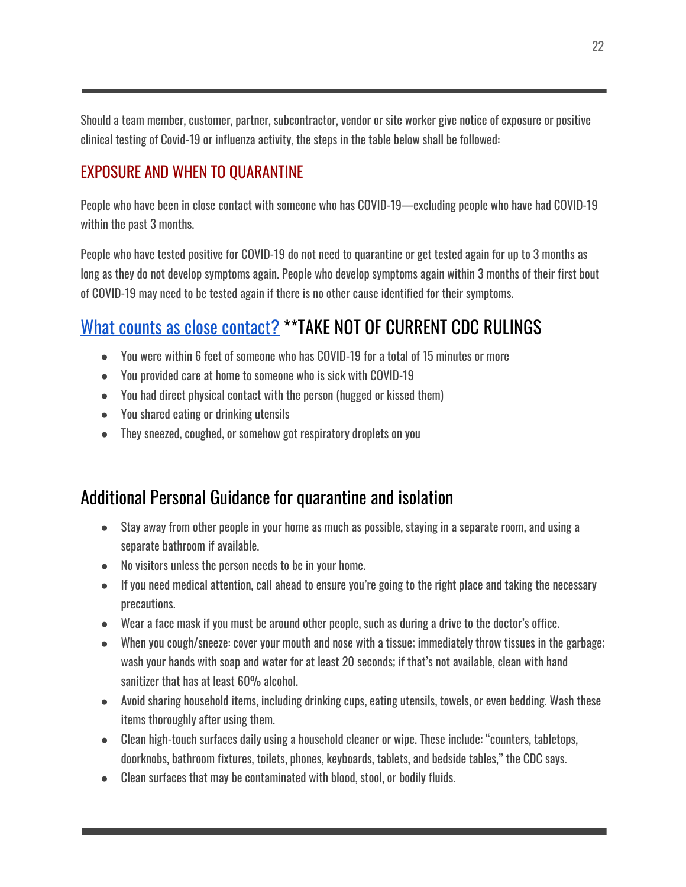Should a team member, customer, partner, subcontractor, vendor or site worker give notice of exposure or positive clinical testing of Covid-19 or influenza activity, the steps in the table below shall be followed:

### EXPOSURE AND WHEN TO QUARANTINE

People who have been in close contact with someone who has COVID-19—excluding people who have had COVID-19 within the past 3 months.

People who have tested positive for COVID-19 do not need to quarantine or get tested again for up to 3 months as long as they do not develop symptoms again. People who develop symptoms again within 3 months of their first bout of COVID-19 may need to be tested again if there is no other cause identified for their symptoms.

## What counts as close contact? **TAKE NOT OF CURRENT CDC RULINGS

- You were within 6 feet of someone who has COVID-19 for a total of 15 minutes or more
- You provided care at home to someone who is sick with COVID-19
- You had direct physical contact with the person (hugged or kissed them)
- You shared eating or drinking utensils
- They sneezed, coughed, or somehow got respiratory droplets on you

## Additional Personal Guidance for quarantine and isolation

- Stay away from other people in your home as much as possible, staying in a separate room, and using a separate bathroom if available.
- No visitors unless the person needs to be in your home.
- If you need medical attention, call ahead to ensure you're going to the right place and taking the necessary precautions.
- Wear a face mask if you must be around other people, such as during a drive to the doctor's office.
- When you cough/sneeze: cover your mouth and nose with a tissue; immediately throw tissues in the garbage; wash your hands with soap and water for at least 20 seconds; if that's not available, clean with hand sanitizer that has at least 60% alcohol.
- Avoid sharing household items, including drinking cups, eating utensils, towels, or even bedding. Wash these items thoroughly after using them.
- Clean high-touch surfaces daily using a household cleaner or wipe. These include: "counters, tabletops, doorknobs, bathroom fixtures, toilets, phones, keyboards, tablets, and bedside tables," the CDC says.
- Clean surfaces that may be contaminated with blood, stool, or bodily fluids.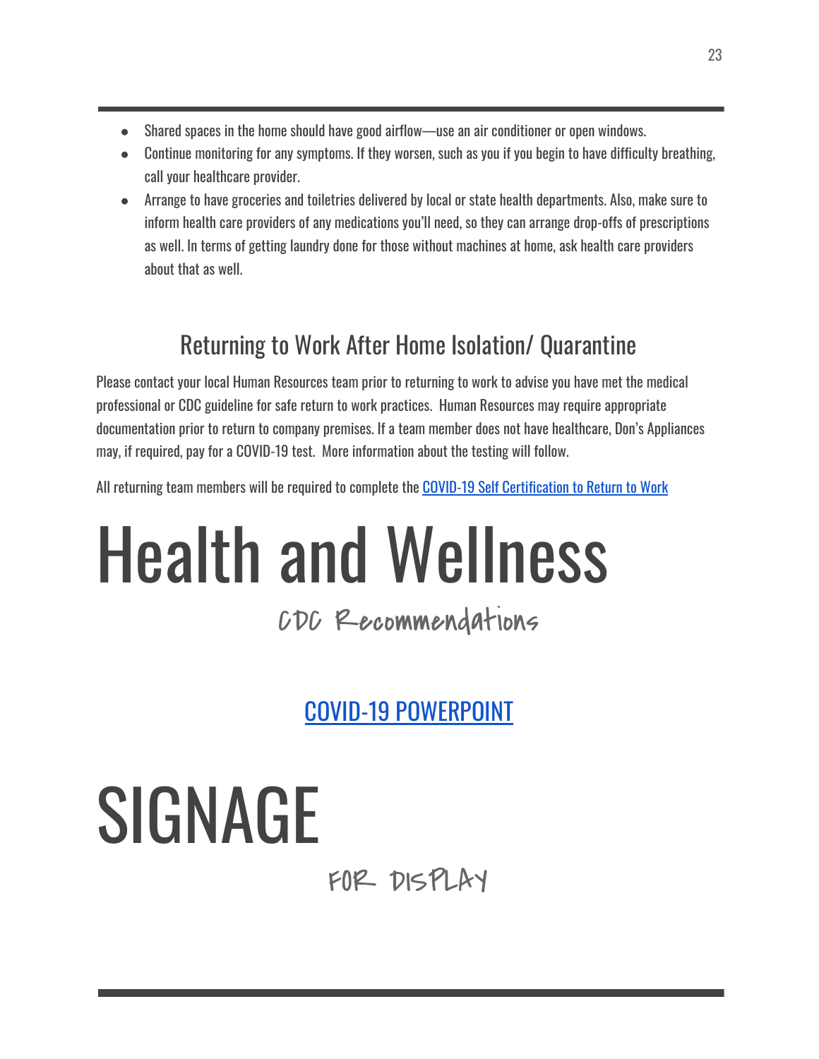- Shared spaces in the home should have good airflow—use an air conditioner or open windows.
- Continue monitoring for any symptoms. If they worsen, such as you if you begin to have difficulty breathing, call your healthcare provider.
- Arrange to have groceries and toiletries delivered by local or state health departments. Also, make sure to inform health care providers of any medications you'll need, so they can arrange drop-offs of prescriptions as well. In terms of getting laundry done for those without machines at home, ask health care providers about that as well.

## Returning to Work After Home Isolation/ Quarantine

Please contact your local Human Resources team prior to returning to work to advise you have met the medical professional or CDC guideline for safe return to work practices. Human Resources may require appropriate documentation prior to return to company premises. If a team member does not have healthcare, Don's Appliances may, if required, pay for a COVID-19 test. More information about the testing will follow.

All returning team members will be required to complete the COVID-19 Self Certification to Return to Work

# Health and Wellness

### CDC Recommendations

## COVID-19 POWERPOINT

# SIGNAGE

### FOR DISPLAY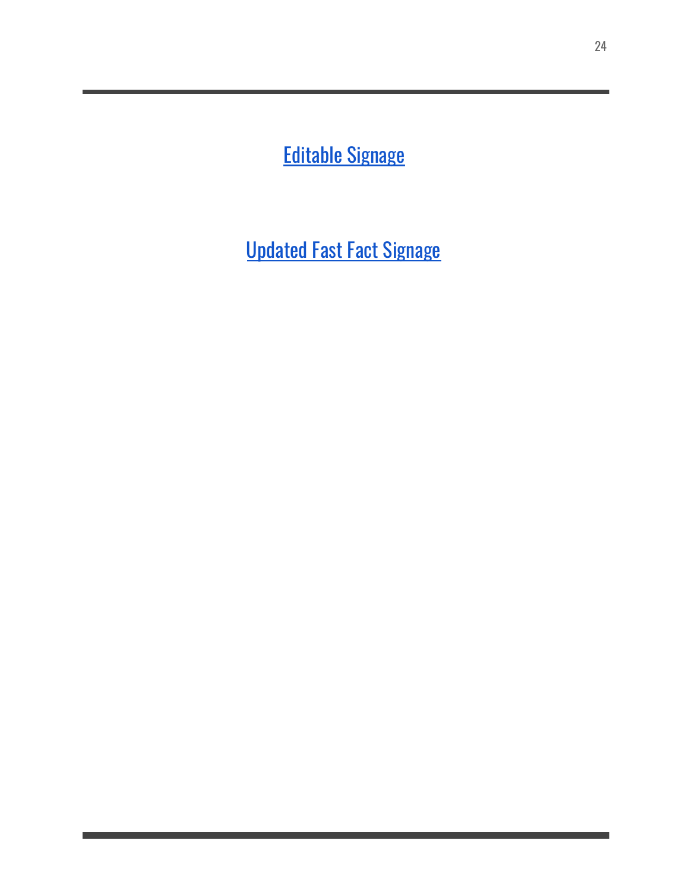Editable Signage

Updated Fast Fact Signage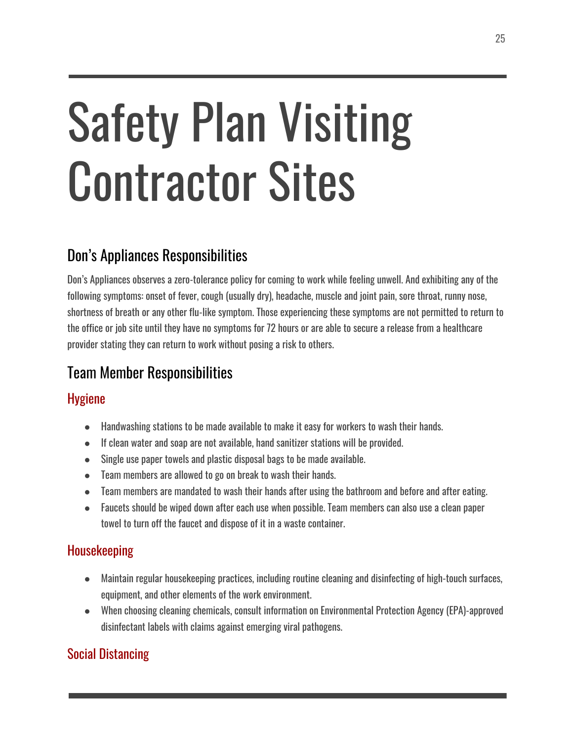# Safety Plan Visiting Contractor Sites

## Don's Appliances Responsibilities

Don's Appliances observes a zero-tolerance policy for coming to work while feeling unwell. And exhibiting any of the following symptoms: onset of fever, cough (usually dry), headache, muscle and joint pain, sore throat, runny nose, shortness of breath or any other flu-like symptom. Those experiencing these symptoms are not permitted to return to the office or job site until they have no symptoms for 72 hours or are able to secure a release from a healthcare provider stating they can return to work without posing a risk to others.

## Team Member Responsibilities

### Hygiene

- Handwashing stations to be made available to make it easy for workers to wash their hands.
- If clean water and soap are not available, hand sanitizer stations will be provided.
- Single use paper towels and plastic disposal bags to be made available.
- Team members are allowed to go on break to wash their hands.
- Team members are mandated to wash their hands after using the bathroom and before and after eating.
- Faucets should be wiped down after each use when possible. Team members can also use a clean paper towel to turn off the faucet and dispose of it in a waste container.

### Housekeeping

- Maintain regular housekeeping practices, including routine cleaning and disinfecting of high-touch surfaces, equipment, and other elements of the work environment.
- When choosing cleaning chemicals, consult information on Environmental Protection Agency (EPA)-approved disinfectant labels with claims against emerging viral pathogens.

### Social Distancing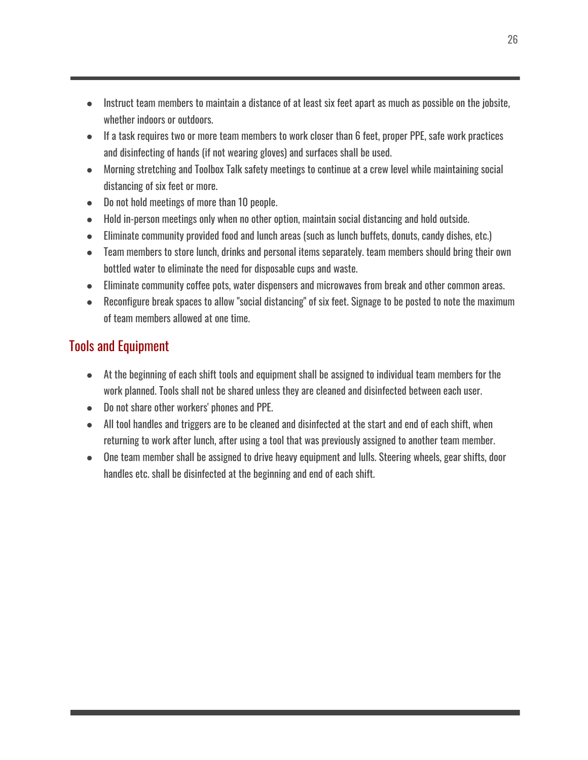- Instruct team members to maintain a distance of at least six feet apart as much as possible on the jobsite, whether indoors or outdoors.
- If a task requires two or more team members to work closer than 6 feet, proper PPE, safe work practices and disinfecting of hands (if not wearing gloves) and surfaces shall be used.
- Morning stretching and Toolbox Talk safety meetings to continue at a crew level while maintaining social distancing of six feet or more.
- Do not hold meetings of more than 10 people.
- Hold in-person meetings only when no other option, maintain social distancing and hold outside.
- Eliminate community provided food and lunch areas (such as lunch buffets, donuts, candy dishes, etc.)
- Team members to store lunch, drinks and personal items separately. team members should bring their own bottled water to eliminate the need for disposable cups and waste.
- Eliminate community coffee pots, water dispensers and microwaves from break and other common areas.
- Reconfigure break spaces to allow "social distancing" of six feet. Signage to be posted to note the maximum of team members allowed at one time.

## Tools and Equipment

- At the beginning of each shift tools and equipment shall be assigned to individual team members for the work planned. Tools shall not be shared unless they are cleaned and disinfected between each user.
- Do not share other workers' phones and PPE.
- All tool handles and triggers are to be cleaned and disinfected at the start and end of each shift, when returning to work after lunch, after using a tool that was previously assigned to another team member.
- One team member shall be assigned to drive heavy equipment and lulls. Steering wheels, gear shifts, door handles etc. shall be disinfected at the beginning and end of each shift.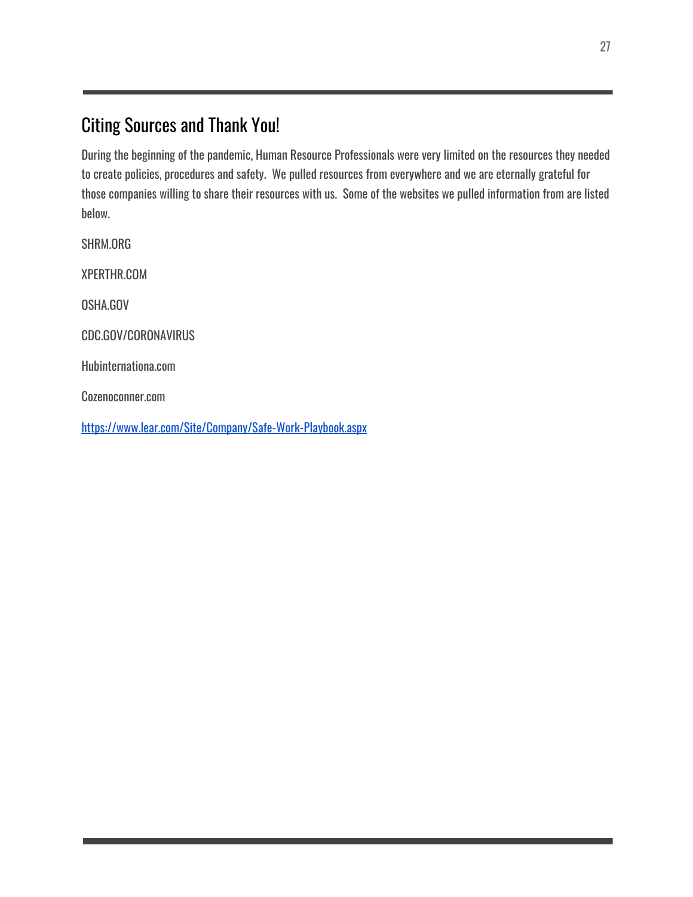## Citing Sources and Thank You!

During the beginning of the pandemic, Human Resource Professionals were very limited on the resources they needed to create policies, procedures and safety. We pulled resources from everywhere and we are eternally grateful for those companies willing to share their resources with us. Some of the websites we pulled information from are listed below.

SHRM.ORG

XPERTHR.COM

OSHA.GOV

CDC.GOV/CORONAVIRUS

Hubinternationa.com

Cozenoconner.com

https://www.lear.com/Site/Company/Safe-Work-Playbook.aspx